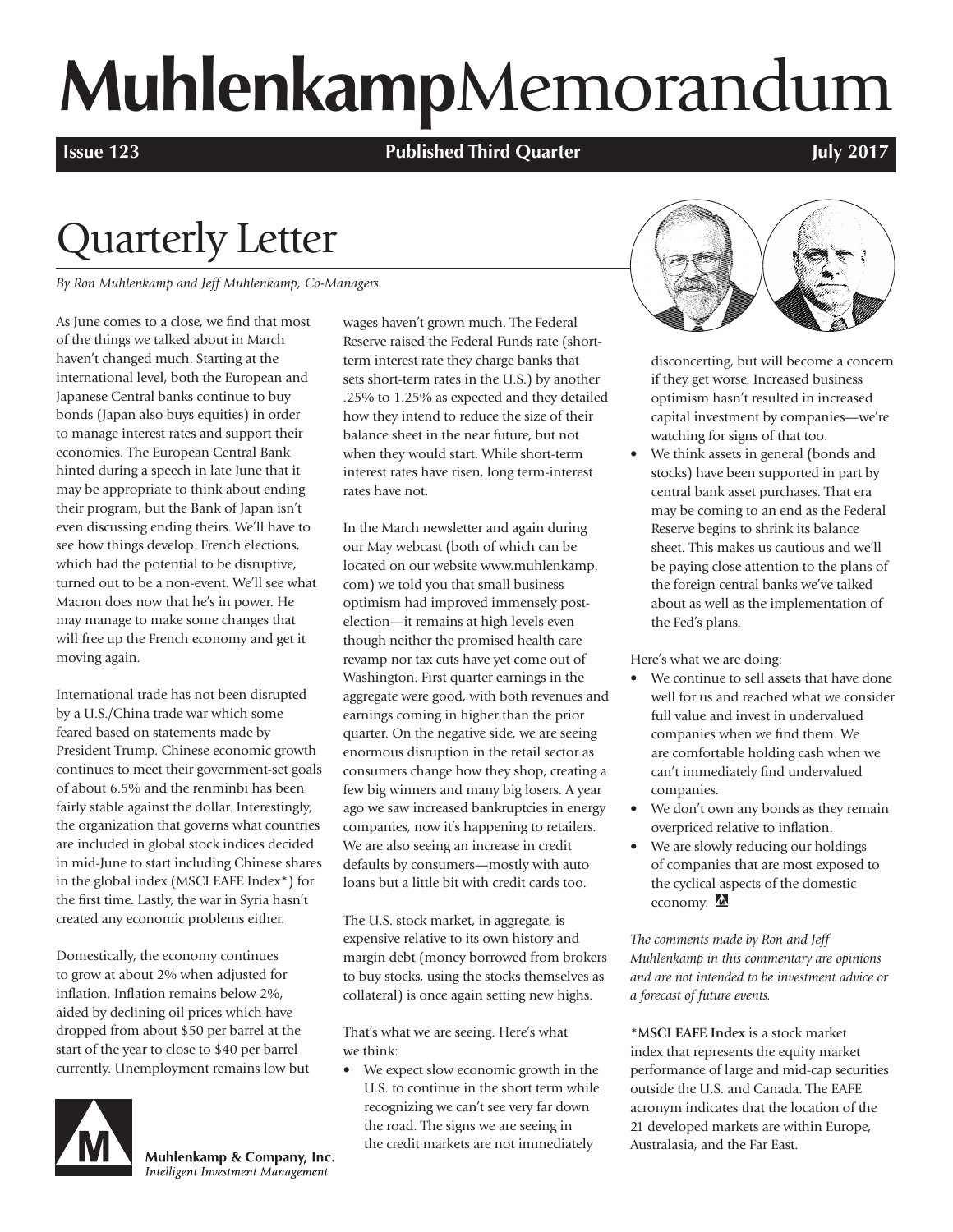# Muhlenkamp Memorandum

**Issue 123** | **Published Third Quarter** | **July 2017**

# Quarterly Letter

*By Ron Muhlenkamp and Jeff Muhlenkamp, Co-Managers*

As June comes to a close, we find that most of the things we talked about in March haven't changed much. Starting at the international level, both the European and Japanese Central banks continue to buy bonds (Japan also buys equities) in order to manage interest rates and support their economies. The European Central Bank hinted during a speech in late June that it may be appropriate to think about ending their program, but the Bank of Japan isn't even discussing ending theirs. We'll have to see how things develop. French elections, which had the potential to be disruptive, turned out to be a non-event. We'll see what Macron does now that he's in power. He may manage to make some changes that will free up the French economy and get it moving again.

International trade has not been disrupted by a U.S./China trade war which some feared based on statements made by President Trump. Chinese economic growth continues to meet their government-set goals of about 6.5% and the renminbi has been fairly stable against the dollar. Interestingly, the organization that governs what countries are included in global stock indices decided in mid-June to start including Chinese shares in the global index (MSCI EAFE Index*) for the first time. Lastly, the war in Syria hasn't created any economic problems either.

Domestically, the economy continues to grow at about 2% when adjusted for inflation. Inflation remains below 2%, aided by declining oil prices which have dropped from about $50 per barrel at the start of the year to close to $40 per barrel currently. Unemployment remains low but wages haven't grown much. The Federal Reserve raised the Federal Funds rate (short-term interest rate they charge banks that sets short-term rates in the U.S.) by another .25% to 1.25% as expected and they detailed how they intend to reduce the size of their balance sheet in the near future, but not when they would start. While short-term interest rates have risen, long term-interest rates have not.

In the March newsletter and again during our May webcast (both of which can be located on our website www.muhlenkamp.com) we told you that small business optimism had improved immensely post-election—it remains at high levels even though neither the promised health care revamp nor tax cuts have yet come out of Washington. First quarter earnings in the aggregate were good, with both revenues and earnings coming in higher than the prior quarter. On the negative side, we are seeing enormous disruption in the retail sector as consumers change how they shop, creating a few big winners and many big losers. A year ago we saw increased bankruptcies in energy companies, now it's happening to retailers. We are also seeing an increase in credit defaults by consumers—mostly with auto loans but a little bit with credit cards too.

The U.S. stock market, in aggregate, is expensive relative to its own history and margin debt (money borrowed from brokers to buy stocks, using the stocks themselves as collateral) is once again setting new highs.

That's what we are seeing. Here's what we think:

- We expect slow economic growth in the U.S. to continue in the short term while recognizing we can't see very far down the road. The signs we are seeing in the credit markets are not immediately disconcerting, but will become a concern if they get worse. Increased business optimism hasn't resulted in increased capital investment by companies—we're watching for signs of that too.
- We think assets in general (bonds and stocks) have been supported in part by central bank asset purchases. That era may be coming to an end as the Federal Reserve begins to shrink its balance sheet. This makes us cautious and we'll be paying close attention to the plans of the foreign central banks we've talked about as well as the implementation of the Fed's plans.

Here's what we are doing:

- We continue to sell assets that have done well for us and reached what we consider full value and invest in undervalued companies when we find them. We are comfortable holding cash when we can't immediately find undervalued companies.
- We don't own any bonds as they remain overpriced relative to inflation.
- We are slowly reducing our holdings of companies that are most exposed to the cyclical aspects of the domestic economy.

*The comments made by Ron and Jeff Muhlenkamp in this commentary are opinions and are not intended to be investment advice or a forecast of future events.*

***MSCI EAFE Index** is a stock market index that represents the equity market performance of large and mid-cap securities outside the U.S. and Canada. The EAFE acronym indicates that the location of the 21 developed markets are within Europe, Australasia, and the Far East.

Muhlenkamp & Company, Inc.
*Intelligent Investment Management*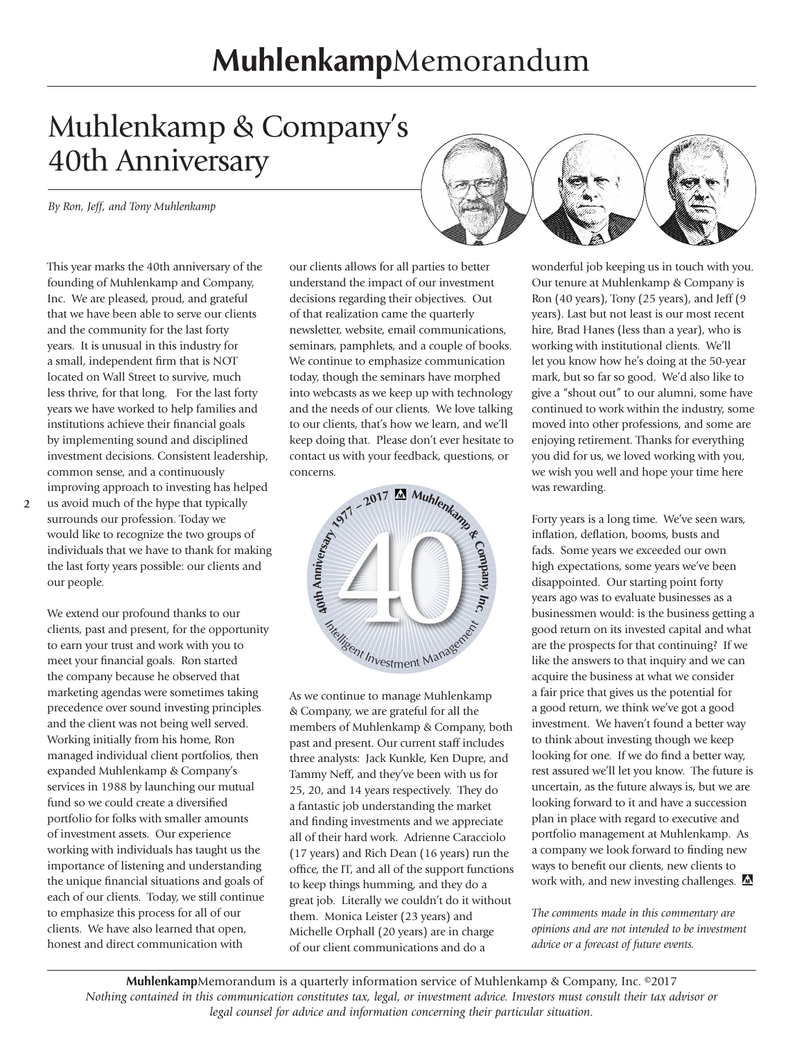# Muhlenkamp & Company's 40th Anniversary

*By Ron, Jeff, and Tony Muhlenkamp*

This year marks the 40th anniversary of the founding of Muhlenkamp and Company, Inc. We are pleased, proud, and grateful that we have been able to serve our clients and the community for the last forty years. It is unusual in this industry for a small, independent firm that is NOT located on Wall Street to survive, much less thrive, for that long. For the last forty years we have worked to help families and institutions achieve their financial goals by implementing sound and disciplined investment decisions. Consistent leadership, common sense, and a continuously improving approach to investing has helped us avoid much of the hype that typically surrounds our profession. Today we would like to recognize the two groups of individuals that we have to thank for making the last forty years possible: our clients and our people.

We extend our profound thanks to our clients, past and present, for the opportunity to earn your trust and work with you to meet your financial goals. Ron started the company because he observed that marketing agendas were sometimes taking precedence over sound investing principles and the client was not being well served. Working initially from his home, Ron managed individual client portfolios, then expanded Muhlenkamp & Company's services in 1988 by launching our mutual fund so we could create a diversified portfolio for folks with smaller amounts of investment assets. Our experience working with individuals has taught us the importance of listening and understanding the unique financial situations and goals of each of our clients. Today, we still continue to emphasize this process for all of our clients. We have also learned that open, honest and direct communication with our clients allows for all parties to better understand the impact of our investment decisions regarding their objectives. Out of that realization came the quarterly newsletter, website, email communications, seminars, pamphlets, and a couple of books. We continue to emphasize communication today, though the seminars have morphed into webcasts as we keep up with technology and the needs of our clients. We love talking to our clients, that's how we learn, and we'll keep doing that. Please don't ever hesitate to contact us with your feedback, questions, or concerns.

As we continue to manage Muhlenkamp & Company, we are grateful for all the members of Muhlenkamp & Company, both past and present. Our current staff includes three analysts: Jack Kunkle, Ken Dupre, and Tammy Neff, and they've been with us for 25, 20, and 14 years respectively. They do a fantastic job understanding the market and finding investments and we appreciate all of their hard work. Adrienne Caracciolo (17 years) and Rich Dean (16 years) run the office, the IT, and all of the support functions to keep things humming, and they do a great job. Literally we couldn't do it without them. Monica Leister (23 years) and Michelle Orphall (20 years) are in charge of our client communications and do a wonderful job keeping us in touch with you. Our tenure at Muhlenkamp & Company is Ron (40 years), Tony (25 years), and Jeff (9 years). Last but not least is our most recent hire, Brad Hanes (less than a year), who is working with institutional clients. We'll let you know how he's doing at the 50-year mark, but so far so good. We'd also like to give a "shout out" to our alumni, some have continued to work within the industry, some moved into other professions, and some are enjoying retirement. Thanks for everything you did for us, we loved working with you, we wish you well and hope your time here was rewarding.

Forty years is a long time. We've seen wars, inflation, deflation, booms, busts and fads. Some years we exceeded our own high expectations, some years we've been disappointed. Our starting point forty years ago was to evaluate businesses as a businessmen would: is the business getting a good return on its invested capital and what are the prospects for that continuing? If we like the answers to that inquiry and we can acquire the business at what we consider a fair price that gives us the potential for a good return, we think we've got a good investment. We haven't found a better way to think about investing though we keep looking for one. If we do find a better way, rest assured we'll let you know. The future is uncertain, as the future always is, but we are looking forward to it and have a succession plan in place with regard to executive and portfolio management at Muhlenkamp. As a company we look forward to finding new ways to benefit our clients, new clients to work with, and new investing challenges.

*The comments made in this commentary are opinions and are not intended to be investment advice or a forecast of future events.*

**Muhlenkamp**Memorandum is a quarterly information service of Muhlenkamp & Company, Inc. ©2017
*Nothing contained in this communication constitutes tax, legal, or investment advice. Investors must consult their tax advisor or legal counsel for advice and information concerning their particular situation.*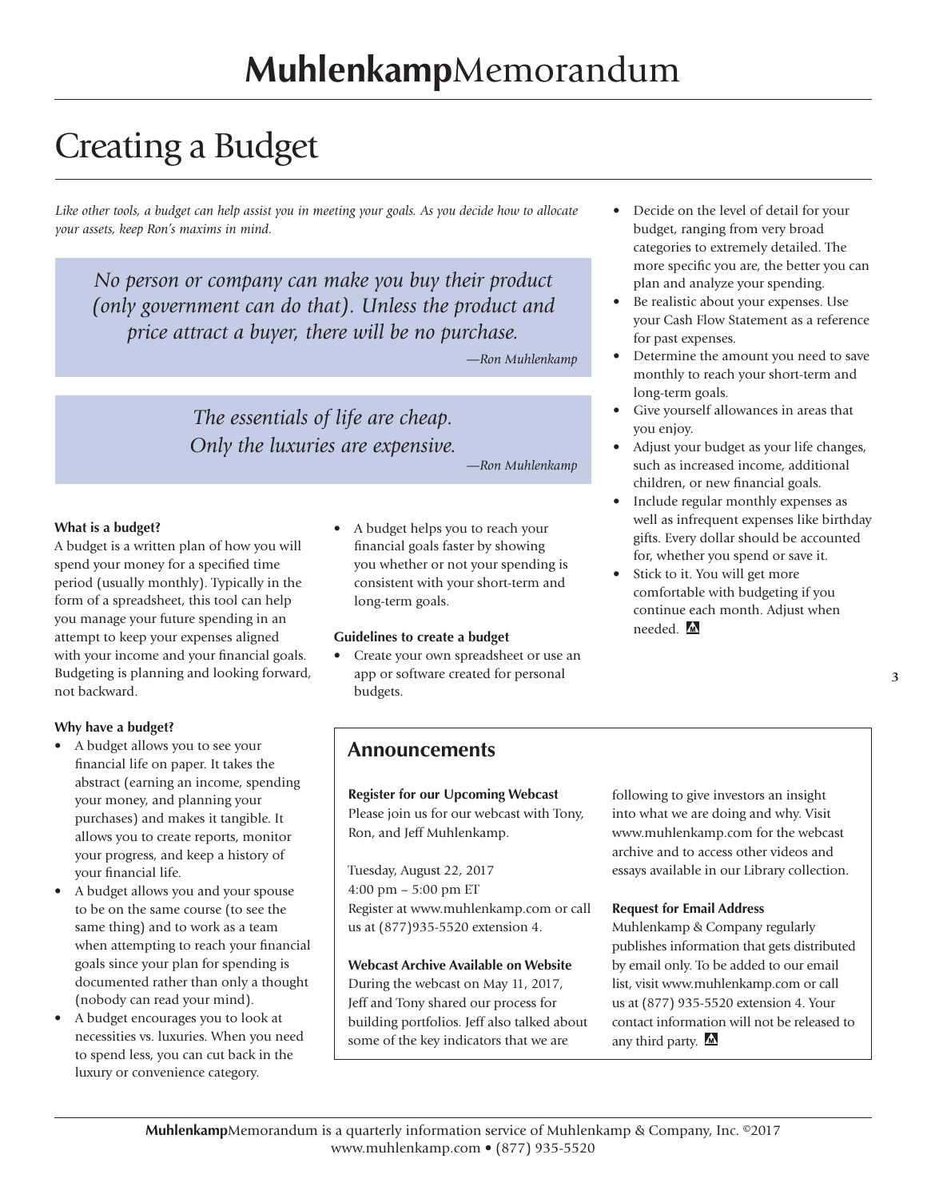# Creating a Budget

*Like other tools, a budget can help assist you in meeting your goals. As you decide how to allocate your assets, keep Ron's maxims in mind.*

> *No person or company can make you buy their product (only government can do that). Unless the product and price attract a buyer, there will be no purchase.*
>
> *—Ron Muhlenkamp*

> *The essentials of life are cheap. Only the luxuries are expensive.*
>
> *—Ron Muhlenkamp*

**What is a budget?**

A budget is a written plan of how you will spend your money for a specified time period (usually monthly). Typically in the form of a spreadsheet, this tool can help you manage your future spending in an attempt to keep your expenses aligned with your income and your financial goals. Budgeting is planning and looking forward, not backward.

**Why have a budget?**

- A budget allows you to see your financial life on paper. It takes the abstract (earning an income, spending your money, and planning your purchases) and makes it tangible. It allows you to create reports, monitor your progress, and keep a history of your financial life.
- A budget allows you and your spouse to be on the same course (to see the same thing) and to work as a team when attempting to reach your financial goals since your plan for spending is documented rather than only a thought (nobody can read your mind).
- A budget encourages you to look at necessities vs. luxuries. When you need to spend less, you can cut back in the luxury or convenience category.
- A budget helps you to reach your financial goals faster by showing you whether or not your spending is consistent with your short-term and long-term goals.

**Guidelines to create a budget**

- Create your own spreadsheet or use an app or software created for personal budgets.
- Decide on the level of detail for your budget, ranging from very broad categories to extremely detailed. The more specific you are, the better you can plan and analyze your spending.
- Be realistic about your expenses. Use your Cash Flow Statement as a reference for past expenses.
- Determine the amount you need to save monthly to reach your short-term and long-term goals.
- Give yourself allowances in areas that you enjoy.
- Adjust your budget as your life changes, such as increased income, additional children, or new financial goals.
- Include regular monthly expenses as well as infrequent expenses like birthday gifts. Every dollar should be accounted for, whether you spend or save it.
- Stick to it. You will get more comfortable with budgeting if you continue each month. Adjust when needed.

## Announcements

**Register for our Upcoming Webcast**

Please join us for our webcast with Tony, Ron, and Jeff Muhlenkamp.

Tuesday, August 22, 2017
4:00 pm – 5:00 pm ET
Register at www.muhlenkamp.com or call us at (877)935-5520 extension 4.

**Webcast Archive Available on Website**

During the webcast on May 11, 2017, Jeff and Tony shared our process for building portfolios. Jeff also talked about some of the key indicators that we are following to give investors an insight into what we are doing and why. Visit www.muhlenkamp.com for the webcast archive and to access other videos and essays available in our Library collection.

**Request for Email Address**

Muhlenkamp & Company regularly publishes information that gets distributed by email only. To be added to our email list, visit www.muhlenkamp.com or call us at (877) 935-5520 extension 4. Your contact information will not be released to any third party.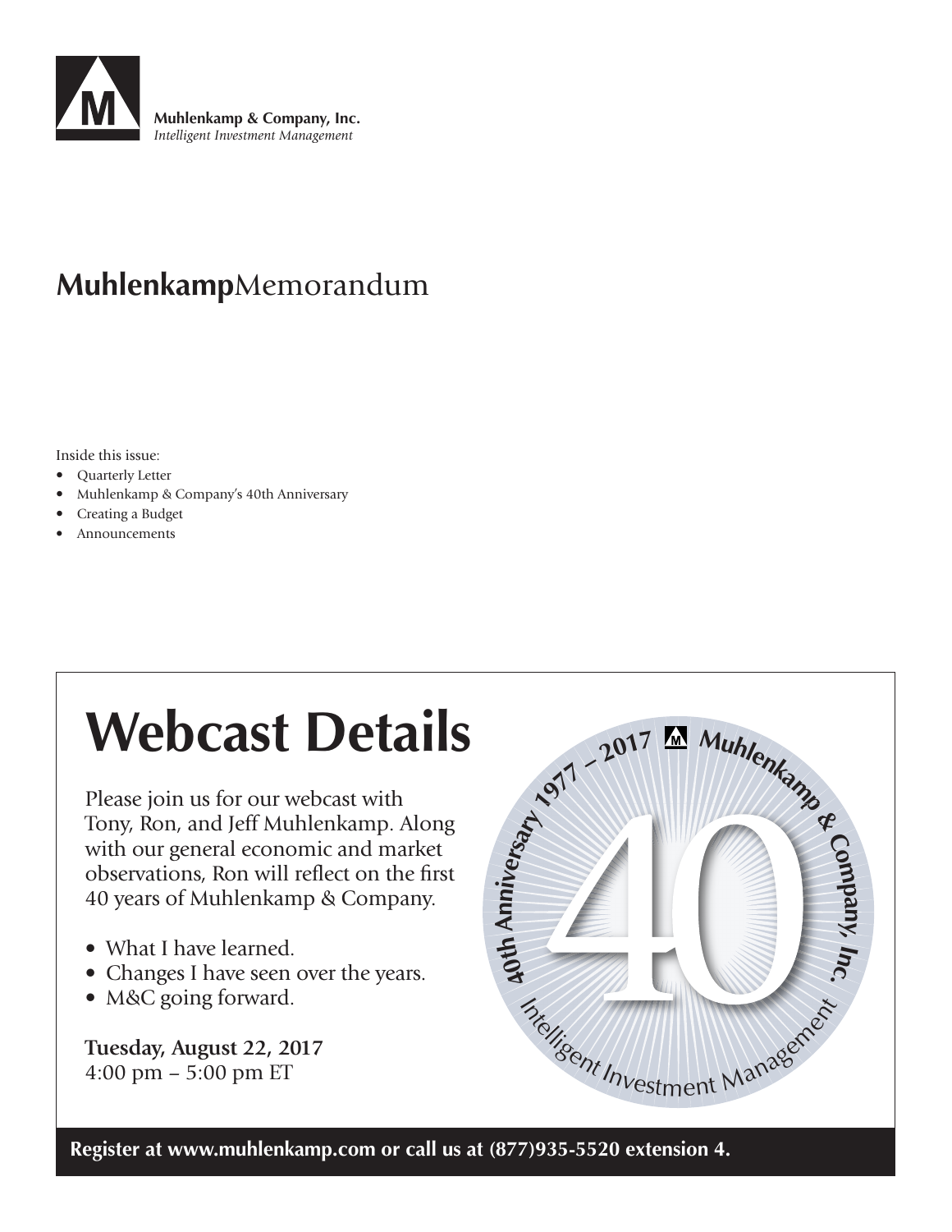**Muhlenkamp & Company, Inc.**
*Intelligent Investment Management*

# **Muhlenkamp**Memorandum

Inside this issue:

- Quarterly Letter
- Muhlenkamp & Company's 40th Anniversary
- Creating a Budget
- Announcements

# Webcast Details

Please join us for our webcast with Tony, Ron, and Jeff Muhlenkamp. Along with our general economic and market observations, Ron will reflect on the first 40 years of Muhlenkamp & Company.

- What I have learned.
- Changes I have seen over the years.
- M&C going forward.

**Tuesday, August 22, 2017**
4:00 pm – 5:00 pm ET

40th Anniversary 1977 – 2017 Muhlenkamp & Company, Inc. Intelligent Investment Management

**Register at www.muhlenkamp.com or call us at (877)935-5520 extension 4.**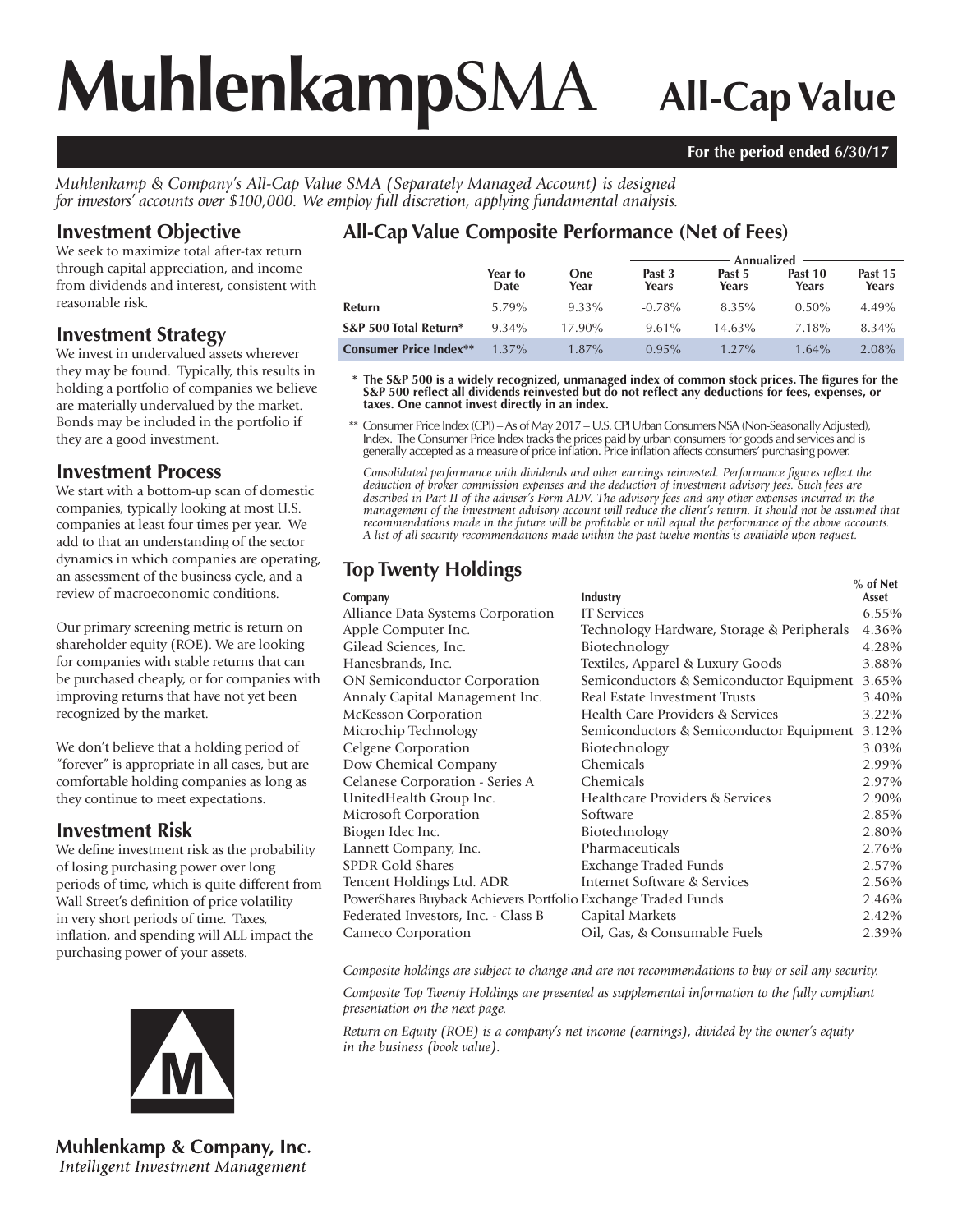# MuhlenkampSMA All-Cap Value

**For the period ended 6/30/17**

*Muhlenkamp & Company's All-Cap Value SMA (Separately Managed Account) is designed for investors' accounts over $100,000. We employ full discretion, applying fundamental analysis.*

## Investment Objective

We seek to maximize total after-tax return through capital appreciation, and income from dividends and interest, consistent with reasonable risk.

## Investment Strategy

We invest in undervalued assets wherever they may be found. Typically, this results in holding a portfolio of companies we believe are materially undervalued by the market. Bonds may be included in the portfolio if they are a good investment.

## Investment Process

We start with a bottom-up scan of domestic companies, typically looking at most U.S. companies at least four times per year. We add to that an understanding of the sector dynamics in which companies are operating, an assessment of the business cycle, and a review of macroeconomic conditions.

Our primary screening metric is return on shareholder equity (ROE). We are looking for companies with stable returns that can be purchased cheaply, or for companies with improving returns that have not yet been recognized by the market.

We don't believe that a holding period of "forever" is appropriate in all cases, but are comfortable holding companies as long as they continue to meet expectations.

## Investment Risk

We define investment risk as the probability of losing purchasing power over long periods of time, which is quite different from Wall Street's definition of price volatility in very short periods of time. Taxes, inflation, and spending will ALL impact the purchasing power of your assets.

## All-Cap Value Composite Performance (Net of Fees)

| | Year to Date | One Year | Past 3 Years | Past 5 Years | Past 10 Years | Past 15 Years |
|---|---|---|---|---|---|---|
| | | | Annualized | | | |
| **Return** | 5.79% | 9.33% | -0.78% | 8.35% | 0.50% | 4.49% |
| **S&P 500 Total Return*** | 9.34% | 17.90% | 9.61% | 14.63% | 7.18% | 8.34% |
| **Consumer Price Index**** | 1.37% | 1.87% | 0.95% | 1.27% | 1.64% | 2.08% |

\* **The S&P 500 is a widely recognized, unmanaged index of common stock prices. The figures for the S&P 500 reflect all dividends reinvested but do not reflect any deductions for fees, expenses, or taxes. One cannot invest directly in an index.**

** Consumer Price Index (CPI) – As of May 2017 – U.S. CPI Urban Consumers NSA (Non-Seasonally Adjusted), Index. The Consumer Price Index tracks the prices paid by urban consumers for goods and services and is generally accepted as a measure of price inflation. Price inflation affects consumers' purchasing power.

*Consolidated performance with dividends and other earnings reinvested. Performance figures reflect the deduction of broker commission expenses and the deduction of investment advisory fees. Such fees are described in Part II of the adviser's Form ADV. The advisory fees and any other expenses incurred in the management of the investment advisory account will reduce the client's return. It should not be assumed that recommendations made in the future will be profitable or will equal the performance of the above accounts. A list of all security recommendations made within the past twelve months is available upon request.*

## Top Twenty Holdings

| Company | Industry | % of Net Asset |
|---|---|---|
| Alliance Data Systems Corporation | IT Services | 6.55% |
| Apple Computer Inc. | Technology Hardware, Storage & Peripherals | 4.36% |
| Gilead Sciences, Inc. | Biotechnology | 4.28% |
| Hanesbrands, Inc. | Textiles, Apparel & Luxury Goods | 3.88% |
| ON Semiconductor Corporation | Semiconductors & Semiconductor Equipment | 3.65% |
| Annaly Capital Management Inc. | Real Estate Investment Trusts | 3.40% |
| McKesson Corporation | Health Care Providers & Services | 3.22% |
| Microchip Technology | Semiconductors & Semiconductor Equipment | 3.12% |
| Celgene Corporation | Biotechnology | 3.03% |
| Dow Chemical Company | Chemicals | 2.99% |
| Celanese Corporation - Series A | Chemicals | 2.97% |
| UnitedHealth Group Inc. | Healthcare Providers & Services | 2.90% |
| Microsoft Corporation | Software | 2.85% |
| Biogen Idec Inc. | Biotechnology | 2.80% |
| Lannett Company, Inc. | Pharmaceuticals | 2.76% |
| SPDR Gold Shares | Exchange Traded Funds | 2.57% |
| Tencent Holdings Ltd. ADR | Internet Software & Services | 2.56% |
| PowerShares Buyback Achievers Portfolio | Exchange Traded Funds | 2.46% |
| Federated Investors, Inc. - Class B | Capital Markets | 2.42% |
| Cameco Corporation | Oil, Gas, & Consumable Fuels | 2.39% |

*Composite holdings are subject to change and are not recommendations to buy or sell any security.*

*Composite Top Twenty Holdings are presented as supplemental information to the fully compliant presentation on the next page.*

*Return on Equity (ROE) is a company's net income (earnings), divided by the owner's equity in the business (book value).*

**Muhlenkamp & Company, Inc.**
*Intelligent Investment Management*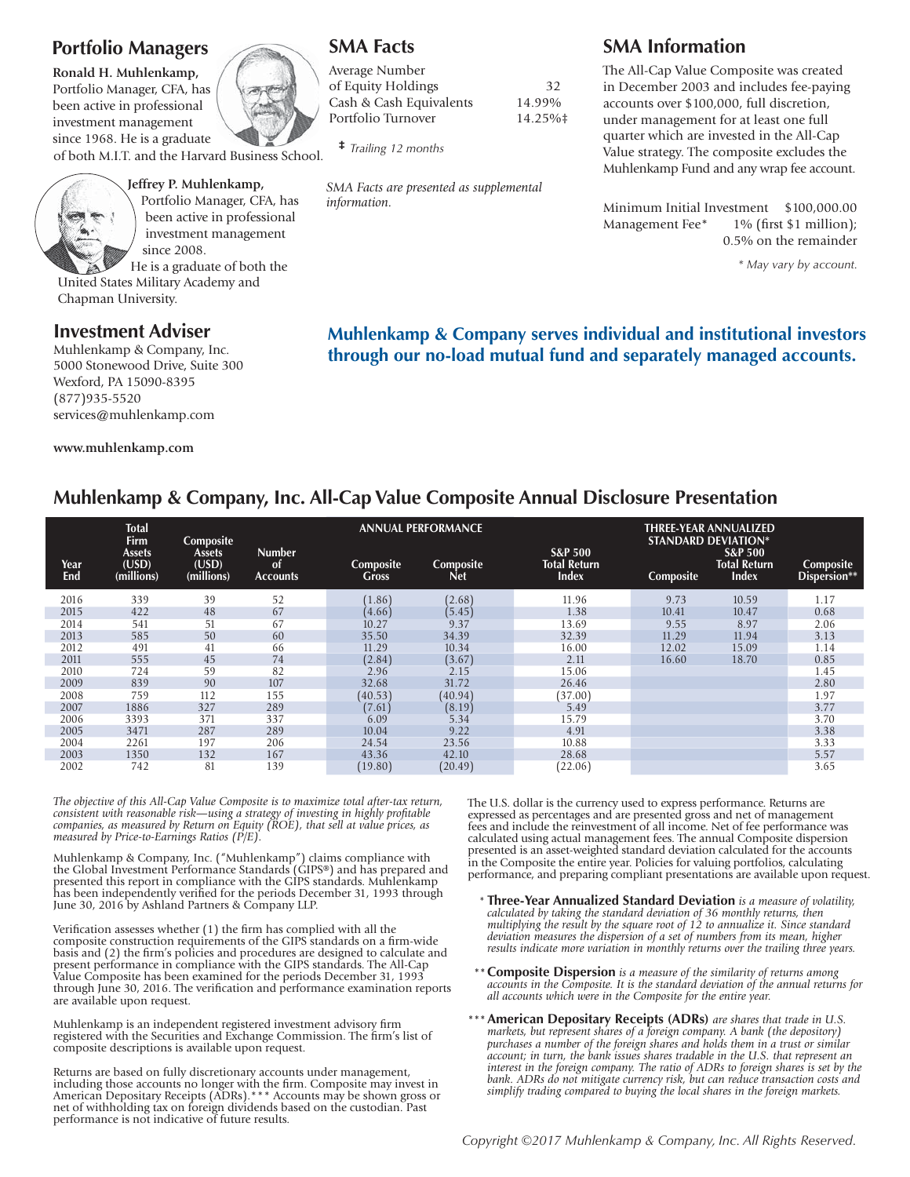## Portfolio Managers

**Ronald H. Muhlenkamp,** Portfolio Manager, CFA, has been active in professional investment management since 1968. He is a graduate of both M.I.T. and the Harvard Business School.

**Jeffrey P. Muhlenkamp,** Portfolio Manager, CFA, has been active in professional investment management since 2008. He is a graduate of both the United States Military Academy and Chapman University.

## SMA Facts

| | |
|---|---|
| Average Number of Equity Holdings | 32 |
| Cash & Cash Equivalents | 14.99% |
| Portfolio Turnover | 14.25%‡ |

‡ *Trailing 12 months*

*SMA Facts are presented as supplemental information.*

## SMA Information

The All-Cap Value Composite was created in December 2003 and includes fee-paying accounts over $100,000, full discretion, under management for at least one full quarter which are invested in the All-Cap Value strategy. The composite excludes the Muhlenkamp Fund and any wrap fee account.

Minimum Initial Investment $100,000.00
Management Fee* 1% (first $1 million); 0.5% on the remainder

*\* May vary by account.*

## Investment Adviser

Muhlenkamp & Company, Inc.
5000 Stonewood Drive, Suite 300
Wexford, PA 15090-8395
(877)935-5520
services@muhlenkamp.com

**www.muhlenkamp.com**

**Muhlenkamp & Company serves individual and institutional investors through our no-load mutual fund and separately managed accounts.**

## Muhlenkamp & Company, Inc. All-Cap Value Composite Annual Disclosure Presentation

| | | | | ANNUAL PERFORMANCE | | | THREE-YEAR ANNUALIZED STANDARD DEVIATION* | | |
|---|---|---|---|---|---|---|---|---|---|
| Year End | Total Firm Assets (USD) (millions) | Composite Assets (USD) (millions) | Number of Accounts | Composite Gross | Composite Net | S&P 500 Total Return Index | Composite | S&P 500 Total Return Index | Composite Dispersion** |
| 2016 | 339 | 39 | 52 | (1.86) | (2.68) | 11.96 | 9.73 | 10.59 | 1.17 |
| 2015 | 422 | 48 | 67 | (4.66) | (5.45) | 1.38 | 10.41 | 10.47 | 0.68 |
| 2014 | 541 | 51 | 67 | 10.27 | 9.37 | 13.69 | 9.55 | 8.97 | 2.06 |
| 2013 | 585 | 50 | 60 | 35.50 | 34.39 | 32.39 | 11.29 | 11.94 | 3.13 |
| 2012 | 491 | 41 | 66 | 11.29 | 10.34 | 16.00 | 12.02 | 15.09 | 1.14 |
| 2011 | 555 | 45 | 74 | (2.84) | (3.67) | 2.11 | 16.60 | 18.70 | 0.85 |
| 2010 | 724 | 59 | 82 | 2.96 | 2.15 | 15.06 | | | 1.45 |
| 2009 | 839 | 90 | 107 | 32.68 | 31.72 | 26.46 | | | 2.80 |
| 2008 | 759 | 112 | 155 | (40.53) | (40.94) | (37.00) | | | 1.97 |
| 2007 | 1886 | 327 | 289 | (7.61) | (8.19) | 5.49 | | | 3.77 |
| 2006 | 3393 | 371 | 337 | 6.09 | 5.34 | 15.79 | | | 3.70 |
| 2005 | 3471 | 287 | 289 | 10.04 | 9.22 | 4.91 | | | 3.38 |
| 2004 | 2261 | 197 | 206 | 24.54 | 23.56 | 10.88 | | | 3.33 |
| 2003 | 1350 | 132 | 167 | 43.36 | 42.10 | 28.68 | | | 5.57 |
| 2002 | 742 | 81 | 139 | (19.80) | (20.49) | (22.06) | | | 3.65 |

*The objective of this All-Cap Value Composite is to maximize total after-tax return, consistent with reasonable risk—using a strategy of investing in highly profitable companies, as measured by Return on Equity (ROE), that sell at value prices, as measured by Price-to-Earnings Ratios (P/E).*

Muhlenkamp & Company, Inc. ("Muhlenkamp") claims compliance with the Global Investment Performance Standards (GIPS®) and has prepared and presented this report in compliance with the GIPS standards. Muhlenkamp has been independently verified for the periods December 31, 1993 through June 30, 2016 by Ashland Partners & Company LLP.

Verification assesses whether (1) the firm has complied with all the composite construction requirements of the GIPS standards on a firm-wide basis and (2) the firm's policies and procedures are designed to calculate and present performance in compliance with the GIPS standards. The All-Cap Value Composite has been examined for the periods December 31, 1993 through June 30, 2016. The verification and performance examination reports are available upon request.

Muhlenkamp is an independent registered investment advisory firm registered with the Securities and Exchange Commission. The firm's list of composite descriptions is available upon request.

Returns are based on fully discretionary accounts under management, including those accounts no longer with the firm. Composite may invest in American Depositary Receipts (ADRs).*** Accounts may be shown gross or net of withholding tax on foreign dividends based on the custodian. Past performance is not indicative of future results.

The U.S. dollar is the currency used to express performance. Returns are expressed as percentages and are presented gross and net of management fees and include the reinvestment of all income. Net of fee performance was calculated using actual management fees. The annual Composite dispersion presented is an asset-weighted standard deviation calculated for the accounts in the Composite the entire year. Policies for valuing portfolios, calculating performance, and preparing compliant presentations are available upon request.

\* **Three-Year Annualized Standard Deviation** *is a measure of volatility, calculated by taking the standard deviation of 36 monthly returns, then multiplying the result by the square root of 12 to annualize it. Since standard deviation measures the dispersion of a set of numbers from its mean, higher results indicate more variation in monthly returns over the trailing three years.*

\*\* **Composite Dispersion** *is a measure of the similarity of returns among accounts in the Composite. It is the standard deviation of the annual returns for all accounts which were in the Composite for the entire year.*

\*\*\* **American Depositary Receipts (ADRs)** *are shares that trade in U.S. markets, but represent shares of a foreign company. A bank (the depository) purchases a number of the foreign shares and holds them in a trust or similar account; in turn, the bank issues shares tradable in the U.S. that represent an interest in the foreign company. The ratio of ADRs to foreign shares is set by the bank. ADRs do not mitigate currency risk, but can reduce transaction costs and simplify trading compared to buying the local shares in the foreign markets.*

*Copyright ©2017 Muhlenkamp & Company, Inc. All Rights Reserved.*